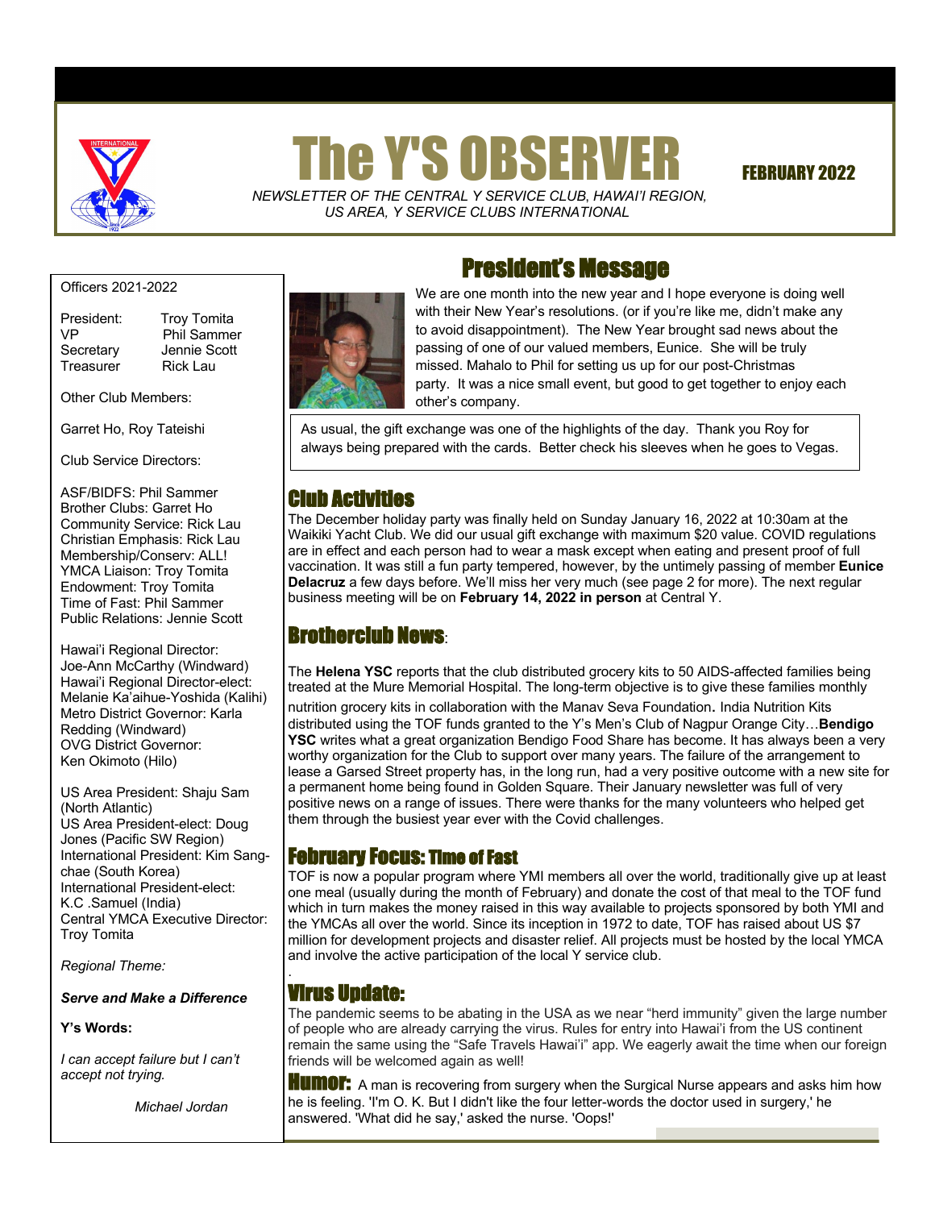# The Y'S OBSERVER

**FEBRUARY 2022**

*NEWSLETTER OF THE CENTRAL Y SERVICE CLUB, HAWAI'I REGION, US AREA, Y SERVICE CLUBS INTERNATIONAL*

Officers 2021-2022

President: Troy Tomita
VP Phil Sammer
Secretary Jennie Scott
Treasurer Rick Lau

Other Club Members:

Garret Ho, Roy Tateishi

Club Service Directors:

ASF/BIDFS: Phil Sammer
Brother Clubs: Garret Ho
Community Service: Rick Lau
Christian Emphasis: Rick Lau
Membership/Conserv: ALL!
YMCA Liaison: Troy Tomita
Endowment: Troy Tomita
Time of Fast: Phil Sammer
Public Relations: Jennie Scott

Hawai'i Regional Director: Joe-Ann McCarthy (Windward)
Hawai'i Regional Director-elect: Melanie Ka'aihue-Yoshida (Kalihi)
Metro District Governor: Karla Redding (Windward)
OVG District Governor: Ken Okimoto (Hilo)

US Area President: Shaju Sam (North Atlantic)
US Area President-elect: Doug Jones (Pacific SW Region)
International President: Kim Sang-chae (South Korea)
International President-elect: K.C .Samuel (India)
Central YMCA Executive Director: Troy Tomita

*Regional Theme:*

***Serve and Make a Difference***

**Y's Words:**

*I can accept failure but I can't accept not trying.*

*Michael Jordan*

## President's Message

We are one month into the new year and I hope everyone is doing well with their New Year's resolutions. (or if you're like me, didn't make any to avoid disappointment). The New Year brought sad news about the passing of one of our valued members, Eunice. She will be truly missed. Mahalo to Phil for setting us up for our post-Christmas party. It was a nice small event, but good to get together to enjoy each other's company.

As usual, the gift exchange was one of the highlights of the day. Thank you Roy for always being prepared with the cards. Better check his sleeves when he goes to Vegas.

## Club Activities

The December holiday party was finally held on Sunday January 16, 2022 at 10:30am at the Waikiki Yacht Club. We did our usual gift exchange with maximum $20 value. COVID regulations are in effect and each person had to wear a mask except when eating and present proof of full vaccination. It was still a fun party tempered, however, by the untimely passing of member **Eunice Delacruz** a few days before. We'll miss her very much (see page 2 for more). The next regular business meeting will be on **February 14, 2022 in person** at Central Y.

## Brotherclub News:

The **Helena YSC** reports that the club distributed grocery kits to 50 AIDS-affected families being treated at the Mure Memorial Hospital. The long-term objective is to give these families monthly nutrition grocery kits in collaboration with the Manav Seva Foundation**.** India Nutrition Kits distributed using the TOF funds granted to the Y's Men's Club of Nagpur Orange City…**Bendigo YSC** writes what a great organization Bendigo Food Share has become. It has always been a very worthy organization for the Club to support over many years. The failure of the arrangement to lease a Garsed Street property has, in the long run, had a very positive outcome with a new site for a permanent home being found in Golden Square. Their January newsletter was full of very positive news on a range of issues. There were thanks for the many volunteers who helped get them through the busiest year ever with the Covid challenges.

## February Focus: Time of Fast

TOF is now a popular program where YMI members all over the world, traditionally give up at least one meal (usually during the month of February) and donate the cost of that meal to the TOF fund which in turn makes the money raised in this way available to projects sponsored by both YMI and the YMCAs all over the world. Since its inception in 1972 to date, TOF has raised about US $7 million for development projects and disaster relief. All projects must be hosted by the local YMCA and involve the active participation of the local Y service club.

## Virus Update:

The pandemic seems to be abating in the USA as we near "herd immunity" given the large number of people who are already carrying the virus. Rules for entry into Hawai'i from the US continent remain the same using the "Safe Travels Hawai'i" app. We eagerly await the time when our foreign friends will be welcomed again as well!

**Humor:** A man is recovering from surgery when the Surgical Nurse appears and asks him how he is feeling. 'I'm O. K. But I didn't like the four letter-words the doctor used in surgery,' he answered. 'What did he say,' asked the nurse. 'Oops!'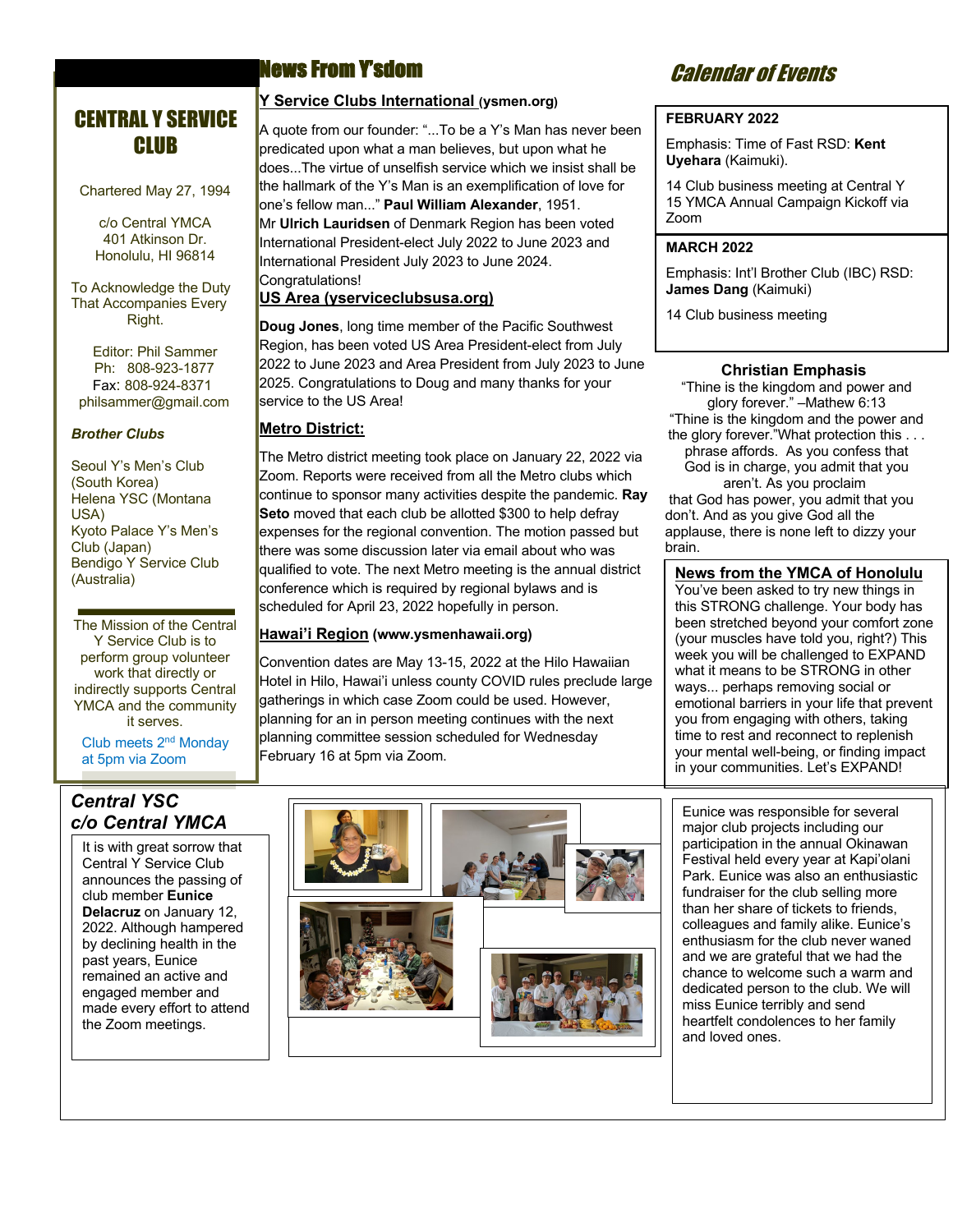# CENTRAL Y SERVICE CLUB

Chartered May 27, 1994

c/o Central YMCA
401 Atkinson Dr.
Honolulu, HI 96814

To Acknowledge the Duty That Accompanies Every Right.

Editor: Phil Sammer
Ph: 808-923-1877
Fax: 808-924-8371
philsammer@gmail.com

***Brother Clubs***

Seoul Y's Men's Club (South Korea)
Helena YSC (Montana USA)
Kyoto Palace Y's Men's Club (Japan)
Bendigo Y Service Club (Australia)

The Mission of the Central Y Service Club is to perform group volunteer work that directly or indirectly supports Central YMCA and the community it serves.

Club meets 2nd Monday at 5pm via Zoom

# News From Y'sdom

## Y Service Clubs International (ysmen.org)

A quote from our founder: "...To be a Y's Man has never been predicated upon what a man believes, but upon what he does...The virtue of unselfish service which we insist shall be the hallmark of the Y's Man is an exemplification of love for one's fellow man..." **Paul William Alexander**, 1951.

Mr **Ulrich Lauridsen** of Denmark Region has been voted International President-elect July 2022 to June 2023 and International President July 2023 to June 2024. Congratulations!

## US Area (yserviceclubsusa.org)

**Doug Jones**, long time member of the Pacific Southwest Region, has been voted US Area President-elect from July 2022 to June 2023 and Area President from July 2023 to June 2025. Congratulations to Doug and many thanks for your service to the US Area!

## Metro District:

The Metro district meeting took place on January 22, 2022 via Zoom. Reports were received from all the Metro clubs which continue to sponsor many activities despite the pandemic. **Ray Seto** moved that each club be allotted $300 to help defray expenses for the regional convention. The motion passed but there was some discussion later via email about who was qualified to vote. The next Metro meeting is the annual district conference which is required by regional bylaws and is scheduled for April 23, 2022 hopefully in person.

## Hawai'i Region (www.ysmenhawaii.org)

Convention dates are May 13-15, 2022 at the Hilo Hawaiian Hotel in Hilo, Hawai'i unless county COVID rules preclude large gatherings in which case Zoom could be used. However, planning for an in person meeting continues with the next planning committee session scheduled for Wednesday February 16 at 5pm via Zoom.

# *Calendar of Events*

**FEBRUARY 2022**

Emphasis: Time of Fast RSD: **Kent Uyehara** (Kaimuki).

14 Club business meeting at Central Y
15 YMCA Annual Campaign Kickoff via Zoom

**MARCH 2022**

Emphasis: Int'l Brother Club (IBC) RSD: **James Dang** (Kaimuki)

14 Club business meeting

## Christian Emphasis

"Thine is the kingdom and power and glory forever." –Mathew 6:13
"Thine is the kingdom and the power and the glory forever."What protection this . . . phrase affords. As you confess that God is in charge, you admit that you aren't. As you proclaim that God has power, you admit that you don't. And as you give God all the applause, there is none left to dizzy your brain.

## News from the YMCA of Honolulu

You've been asked to try new things in this STRONG challenge. Your body has been stretched beyond your comfort zone (your muscles have told you, right?) This week you will be challenged to EXPAND what it means to be STRONG in other ways... perhaps removing social or emotional barriers in your life that prevent you from engaging with others, taking time to rest and reconnect to replenish your mental well-being, or finding impact in your communities. Let's EXPAND!

## *Central YSC c/o Central YMCA*

It is with great sorrow that Central Y Service Club announces the passing of club member **Eunice Delacruz** on January 12, 2022. Although hampered by declining health in the past years, Eunice remained an active and engaged member and made every effort to attend the Zoom meetings.

Eunice was responsible for several major club projects including our participation in the annual Okinawan Festival held every year at Kapi'olani Park. Eunice was also an enthusiastic fundraiser for the club selling more than her share of tickets to friends, colleagues and family alike. Eunice's enthusiasm for the club never waned and we are grateful that we had the chance to welcome such a warm and dedicated person to the club. We will miss Eunice terribly and send heartfelt condolences to her family and loved ones.